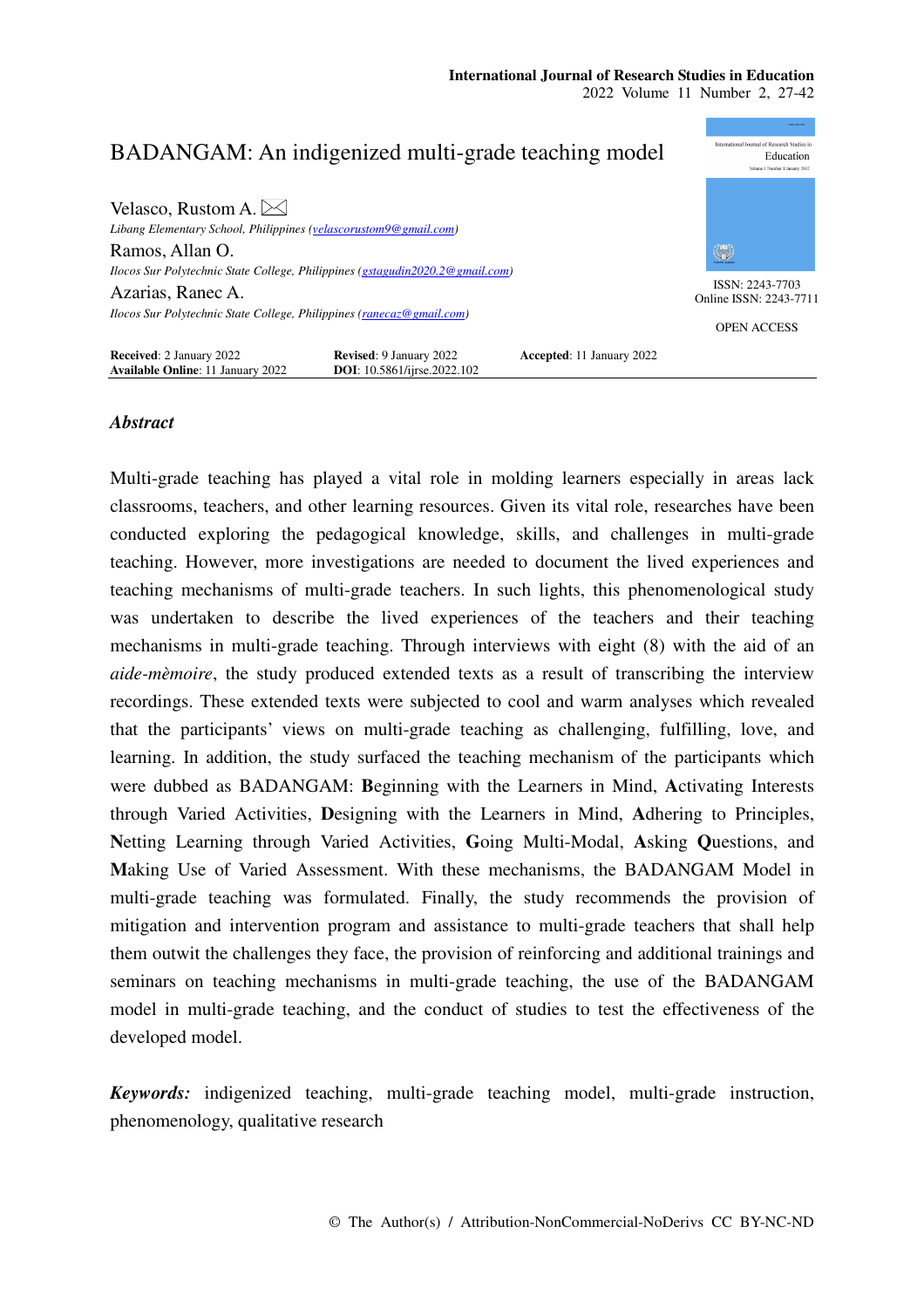# BADANGAM: An indigenized multi-grade teaching model

Velasco, Rustom A. ✉
*Libang Elementary School, Philippines (velascorustom9@gmail.com)*

Ramos, Allan O.
*Ilocos Sur Polytechnic State College, Philippines (gstagudin2020.2@gmail.com)*

Azarias, Ranec A.
*Ilocos Sur Polytechnic State College, Philippines (ranecaz@gmail.com)*

ISSN: 2243-7703
Online ISSN: 2243-7711

OPEN ACCESS

**Received**: 2 January 2022 **Revised**: 9 January 2022 **Accepted**: 11 January 2022
**Available Online**: 11 January 2022 **DOI**: 10.5861/ijrse.2022.102

## *Abstract*

Multi-grade teaching has played a vital role in molding learners especially in areas lack classrooms, teachers, and other learning resources. Given its vital role, researches have been conducted exploring the pedagogical knowledge, skills, and challenges in multi-grade teaching. However, more investigations are needed to document the lived experiences and teaching mechanisms of multi-grade teachers. In such lights, this phenomenological study was undertaken to describe the lived experiences of the teachers and their teaching mechanisms in multi-grade teaching. Through interviews with eight (8) with the aid of an *aide-mèmoire*, the study produced extended texts as a result of transcribing the interview recordings. These extended texts were subjected to cool and warm analyses which revealed that the participants' views on multi-grade teaching as challenging, fulfilling, love, and learning. In addition, the study surfaced the teaching mechanism of the participants which were dubbed as BADANGAM: **B**eginning with the Learners in Mind, **A**ctivating Interests through Varied Activities, **D**esigning with the Learners in Mind, **A**dhering to Principles, **N**etting Learning through Varied Activities, **G**oing Multi-Modal, **A**sking **Q**uestions, and **M**aking Use of Varied Assessment. With these mechanisms, the BADANGAM Model in multi-grade teaching was formulated. Finally, the study recommends the provision of mitigation and intervention program and assistance to multi-grade teachers that shall help them outwit the challenges they face, the provision of reinforcing and additional trainings and seminars on teaching mechanisms in multi-grade teaching, the use of the BADANGAM model in multi-grade teaching, and the conduct of studies to test the effectiveness of the developed model.

***Keywords:*** indigenized teaching, multi-grade teaching model, multi-grade instruction, phenomenology, qualitative research

© The Author(s) / Attribution-NonCommercial-NoDerivs CC BY-NC-ND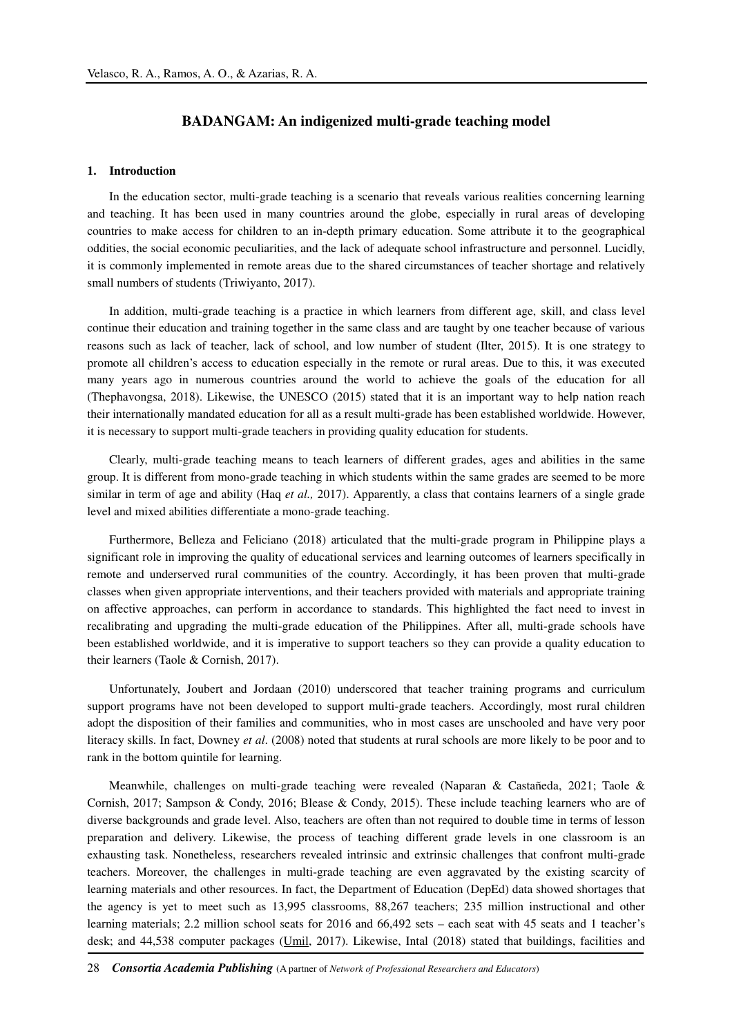# BADANGAM: An indigenized multi-grade teaching model

## 1. Introduction

In the education sector, multi-grade teaching is a scenario that reveals various realities concerning learning and teaching. It has been used in many countries around the globe, especially in rural areas of developing countries to make access for children to an in-depth primary education. Some attribute it to the geographical oddities, the social economic peculiarities, and the lack of adequate school infrastructure and personnel. Lucidly, it is commonly implemented in remote areas due to the shared circumstances of teacher shortage and relatively small numbers of students (Triwiyanto, 2017).

In addition, multi-grade teaching is a practice in which learners from different age, skill, and class level continue their education and training together in the same class and are taught by one teacher because of various reasons such as lack of teacher, lack of school, and low number of student (Ilter, 2015). It is one strategy to promote all children's access to education especially in the remote or rural areas. Due to this, it was executed many years ago in numerous countries around the world to achieve the goals of the education for all (Thephavongsa, 2018). Likewise, the UNESCO (2015) stated that it is an important way to help nation reach their internationally mandated education for all as a result multi-grade has been established worldwide. However, it is necessary to support multi-grade teachers in providing quality education for students.

Clearly, multi-grade teaching means to teach learners of different grades, ages and abilities in the same group. It is different from mono-grade teaching in which students within the same grades are seemed to be more similar in term of age and ability (Haq *et al.,* 2017). Apparently, a class that contains learners of a single grade level and mixed abilities differentiate a mono-grade teaching.

Furthermore, Belleza and Feliciano (2018) articulated that the multi-grade program in Philippine plays a significant role in improving the quality of educational services and learning outcomes of learners specifically in remote and underserved rural communities of the country. Accordingly, it has been proven that multi-grade classes when given appropriate interventions, and their teachers provided with materials and appropriate training on affective approaches, can perform in accordance to standards. This highlighted the fact need to invest in recalibrating and upgrading the multi-grade education of the Philippines. After all, multi-grade schools have been established worldwide, and it is imperative to support teachers so they can provide a quality education to their learners (Taole & Cornish, 2017).

Unfortunately, Joubert and Jordaan (2010) underscored that teacher training programs and curriculum support programs have not been developed to support multi-grade teachers. Accordingly, most rural children adopt the disposition of their families and communities, who in most cases are unschooled and have very poor literacy skills. In fact, Downey *et al.* (2008) noted that students at rural schools are more likely to be poor and to rank in the bottom quintile for learning.

Meanwhile, challenges on multi-grade teaching were revealed (Naparan & Castañeda, 2021; Taole & Cornish, 2017; Sampson & Condy, 2016; Blease & Condy, 2015). These include teaching learners who are of diverse backgrounds and grade level. Also, teachers are often than not required to double time in terms of lesson preparation and delivery. Likewise, the process of teaching different grade levels in one classroom is an exhausting task. Nonetheless, researchers revealed intrinsic and extrinsic challenges that confront multi-grade teachers. Moreover, the challenges in multi-grade teaching are even aggravated by the existing scarcity of learning materials and other resources. In fact, the Department of Education (DepEd) data showed shortages that the agency is yet to meet such as 13,995 classrooms, 88,267 teachers; 235 million instructional and other learning materials; 2.2 million school seats for 2016 and 66,492 sets – each seat with 45 seats and 1 teacher's desk; and 44,538 computer packages (Umil, 2017). Likewise, Intal (2018) stated that buildings, facilities and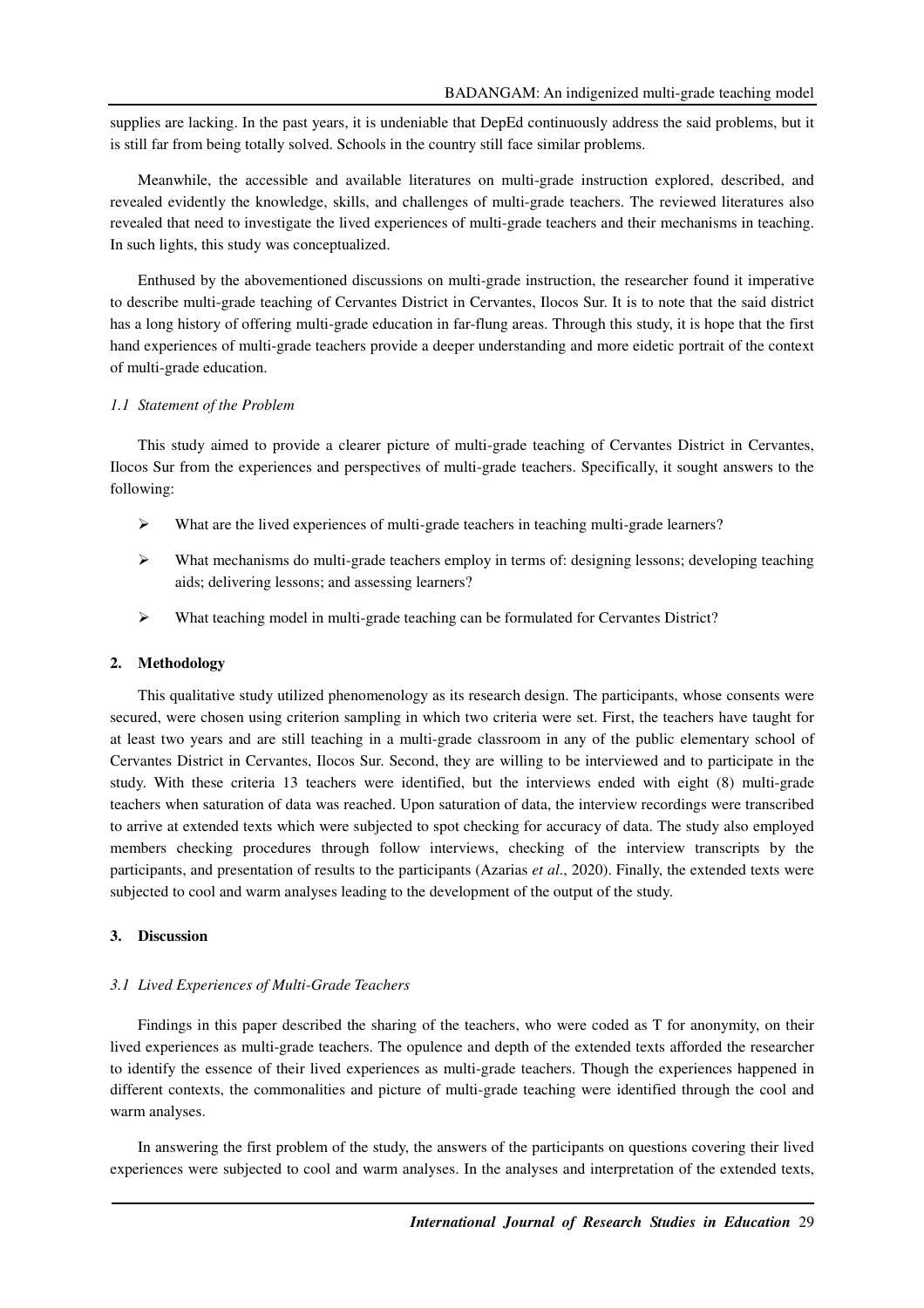supplies are lacking. In the past years, it is undeniable that DepEd continuously address the said problems, but it is still far from being totally solved. Schools in the country still face similar problems.

Meanwhile, the accessible and available literatures on multi-grade instruction explored, described, and revealed evidently the knowledge, skills, and challenges of multi-grade teachers. The reviewed literatures also revealed that need to investigate the lived experiences of multi-grade teachers and their mechanisms in teaching. In such lights, this study was conceptualized.

Enthused by the abovementioned discussions on multi-grade instruction, the researcher found it imperative to describe multi-grade teaching of Cervantes District in Cervantes, Ilocos Sur. It is to note that the said district has a long history of offering multi-grade education in far-flung areas. Through this study, it is hope that the first hand experiences of multi-grade teachers provide a deeper understanding and more eidetic portrait of the context of multi-grade education.

### *1.1 Statement of the Problem*

This study aimed to provide a clearer picture of multi-grade teaching of Cervantes District in Cervantes, Ilocos Sur from the experiences and perspectives of multi-grade teachers. Specifically, it sought answers to the following:

- What are the lived experiences of multi-grade teachers in teaching multi-grade learners?
- What mechanisms do multi-grade teachers employ in terms of: designing lessons; developing teaching aids; delivering lessons; and assessing learners?
- What teaching model in multi-grade teaching can be formulated for Cervantes District?

## 2. Methodology

This qualitative study utilized phenomenology as its research design. The participants, whose consents were secured, were chosen using criterion sampling in which two criteria were set. First, the teachers have taught for at least two years and are still teaching in a multi-grade classroom in any of the public elementary school of Cervantes District in Cervantes, Ilocos Sur. Second, they are willing to be interviewed and to participate in the study. With these criteria 13 teachers were identified, but the interviews ended with eight (8) multi-grade teachers when saturation of data was reached. Upon saturation of data, the interview recordings were transcribed to arrive at extended texts which were subjected to spot checking for accuracy of data. The study also employed members checking procedures through follow interviews, checking of the interview transcripts by the participants, and presentation of results to the participants (Azarias *et al*., 2020). Finally, the extended texts were subjected to cool and warm analyses leading to the development of the output of the study.

## 3. Discussion

### *3.1 Lived Experiences of Multi-Grade Teachers*

Findings in this paper described the sharing of the teachers, who were coded as T for anonymity, on their lived experiences as multi-grade teachers. The opulence and depth of the extended texts afforded the researcher to identify the essence of their lived experiences as multi-grade teachers. Though the experiences happened in different contexts, the commonalities and picture of multi-grade teaching were identified through the cool and warm analyses.

In answering the first problem of the study, the answers of the participants on questions covering their lived experiences were subjected to cool and warm analyses. In the analyses and interpretation of the extended texts,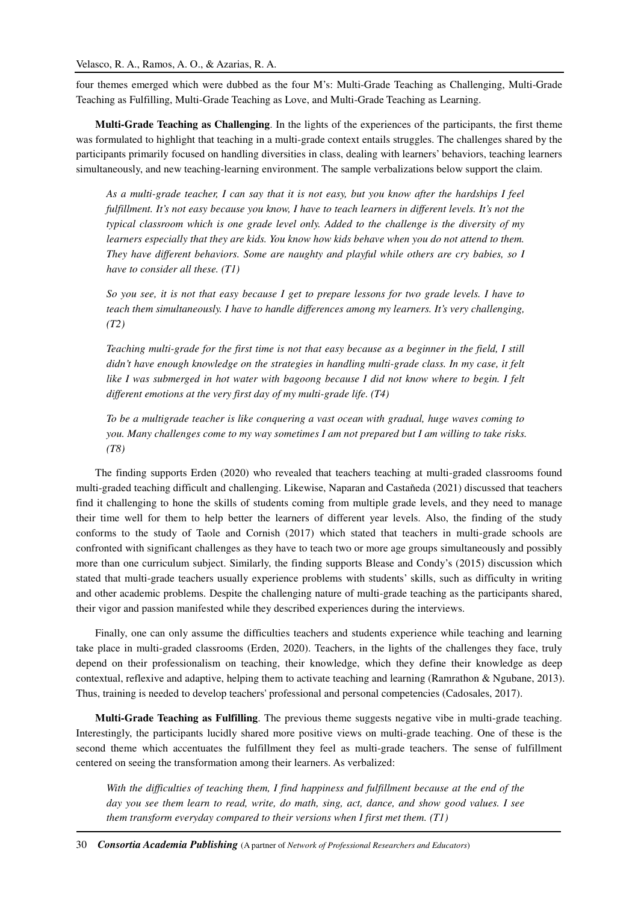four themes emerged which were dubbed as the four M's: Multi-Grade Teaching as Challenging, Multi-Grade Teaching as Fulfilling, Multi-Grade Teaching as Love, and Multi-Grade Teaching as Learning.

**Multi-Grade Teaching as Challenging**. In the lights of the experiences of the participants, the first theme was formulated to highlight that teaching in a multi-grade context entails struggles. The challenges shared by the participants primarily focused on handling diversities in class, dealing with learners' behaviors, teaching learners simultaneously, and new teaching-learning environment. The sample verbalizations below support the claim.

> *As a multi-grade teacher, I can say that it is not easy, but you know after the hardships I feel fulfillment. It's not easy because you know, I have to teach learners in different levels. It's not the typical classroom which is one grade level only. Added to the challenge is the diversity of my learners especially that they are kids. You know how kids behave when you do not attend to them. They have different behaviors. Some are naughty and playful while others are cry babies, so I have to consider all these. (T1)*

> *So you see, it is not that easy because I get to prepare lessons for two grade levels. I have to teach them simultaneously. I have to handle differences among my learners. It's very challenging, (T2)*

> *Teaching multi-grade for the first time is not that easy because as a beginner in the field, I still didn't have enough knowledge on the strategies in handling multi-grade class. In my case, it felt like I was submerged in hot water with bagoong because I did not know where to begin. I felt different emotions at the very first day of my multi-grade life. (T4)*

> *To be a multigrade teacher is like conquering a vast ocean with gradual, huge waves coming to you. Many challenges come to my way sometimes I am not prepared but I am willing to take risks. (T8)*

The finding supports Erden (2020) who revealed that teachers teaching at multi-graded classrooms found multi-graded teaching difficult and challenging. Likewise, Naparan and Castaňeda (2021) discussed that teachers find it challenging to hone the skills of students coming from multiple grade levels, and they need to manage their time well for them to help better the learners of different year levels. Also, the finding of the study conforms to the study of Taole and Cornish (2017) which stated that teachers in multi-grade schools are confronted with significant challenges as they have to teach two or more age groups simultaneously and possibly more than one curriculum subject. Similarly, the finding supports Blease and Condy's (2015) discussion which stated that multi-grade teachers usually experience problems with students' skills, such as difficulty in writing and other academic problems. Despite the challenging nature of multi-grade teaching as the participants shared, their vigor and passion manifested while they described experiences during the interviews.

Finally, one can only assume the difficulties teachers and students experience while teaching and learning take place in multi-graded classrooms (Erden, 2020). Teachers, in the lights of the challenges they face, truly depend on their professionalism on teaching, their knowledge, which they define their knowledge as deep contextual, reflexive and adaptive, helping them to activate teaching and learning (Ramrathon & Ngubane, 2013). Thus, training is needed to develop teachers' professional and personal competencies (Cadosales, 2017).

**Multi-Grade Teaching as Fulfilling**. The previous theme suggests negative vibe in multi-grade teaching. Interestingly, the participants lucidly shared more positive views on multi-grade teaching. One of these is the second theme which accentuates the fulfillment they feel as multi-grade teachers. The sense of fulfillment centered on seeing the transformation among their learners. As verbalized:

> *With the difficulties of teaching them, I find happiness and fulfillment because at the end of the day you see them learn to read, write, do math, sing, act, dance, and show good values. I see them transform everyday compared to their versions when I first met them. (T1)*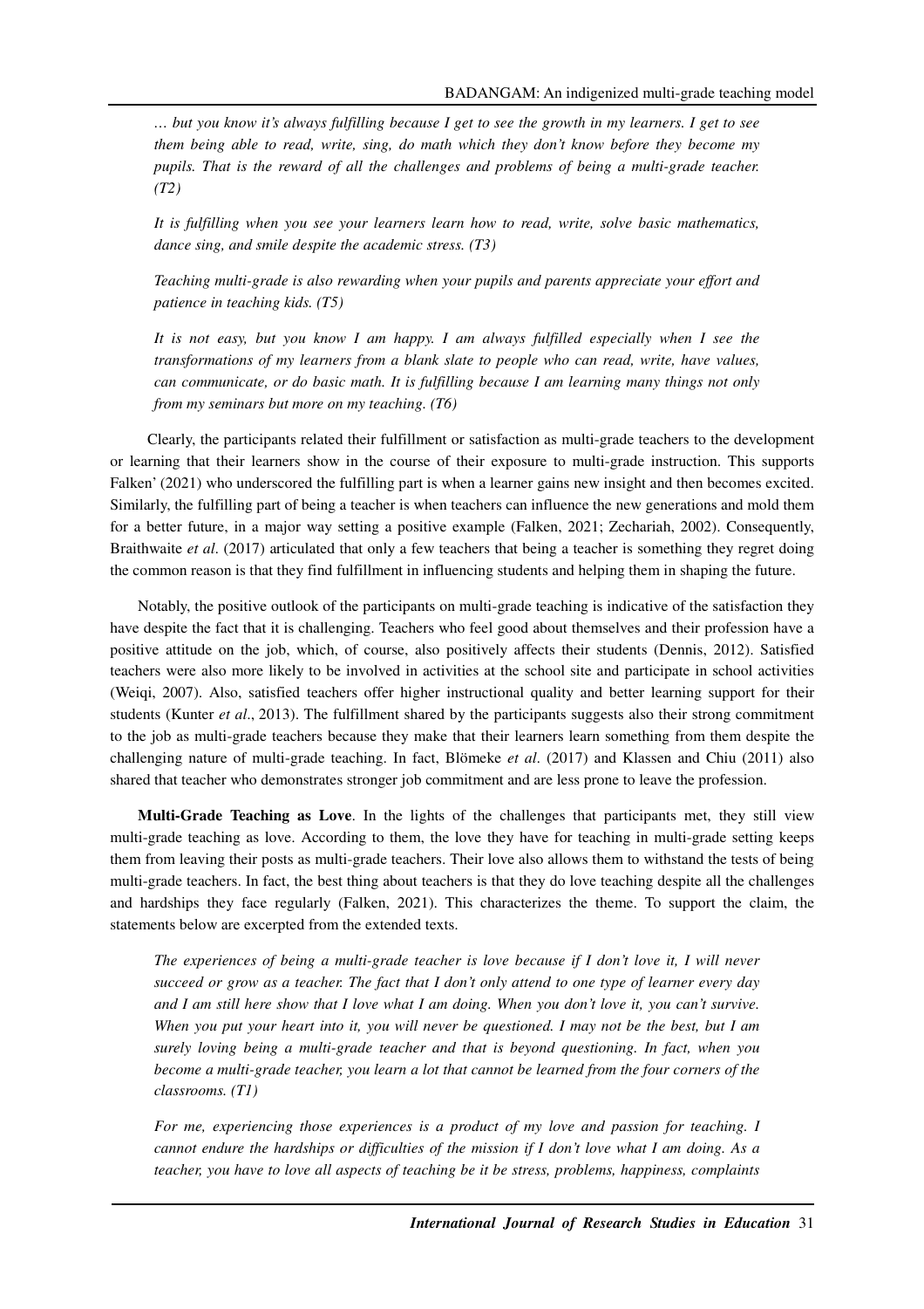*… but you know it's always fulfilling because I get to see the growth in my learners. I get to see them being able to read, write, sing, do math which they don't know before they become my pupils. That is the reward of all the challenges and problems of being a multi-grade teacher. (T2)*

*It is fulfilling when you see your learners learn how to read, write, solve basic mathematics, dance sing, and smile despite the academic stress. (T3)*

*Teaching multi-grade is also rewarding when your pupils and parents appreciate your effort and patience in teaching kids. (T5)*

*It is not easy, but you know I am happy. I am always fulfilled especially when I see the transformations of my learners from a blank slate to people who can read, write, have values, can communicate, or do basic math. It is fulfilling because I am learning many things not only from my seminars but more on my teaching. (T6)*

Clearly, the participants related their fulfillment or satisfaction as multi-grade teachers to the development or learning that their learners show in the course of their exposure to multi-grade instruction. This supports Falken' (2021) who underscored the fulfilling part is when a learner gains new insight and then becomes excited. Similarly, the fulfilling part of being a teacher is when teachers can influence the new generations and mold them for a better future, in a major way setting a positive example (Falken, 2021; Zechariah, 2002). Consequently, Braithwaite *et al*. (2017) articulated that only a few teachers that being a teacher is something they regret doing the common reason is that they find fulfillment in influencing students and helping them in shaping the future.

Notably, the positive outlook of the participants on multi-grade teaching is indicative of the satisfaction they have despite the fact that it is challenging. Teachers who feel good about themselves and their profession have a positive attitude on the job, which, of course, also positively affects their students (Dennis, 2012). Satisfied teachers were also more likely to be involved in activities at the school site and participate in school activities (Weiqi, 2007). Also, satisfied teachers offer higher instructional quality and better learning support for their students (Kunter *et al*., 2013). The fulfillment shared by the participants suggests also their strong commitment to the job as multi-grade teachers because they make that their learners learn something from them despite the challenging nature of multi-grade teaching. In fact, Blömeke *et al*. (2017) and Klassen and Chiu (2011) also shared that teacher who demonstrates stronger job commitment and are less prone to leave the profession.

**Multi-Grade Teaching as Love**. In the lights of the challenges that participants met, they still view multi-grade teaching as love. According to them, the love they have for teaching in multi-grade setting keeps them from leaving their posts as multi-grade teachers. Their love also allows them to withstand the tests of being multi-grade teachers. In fact, the best thing about teachers is that they do love teaching despite all the challenges and hardships they face regularly (Falken, 2021). This characterizes the theme. To support the claim, the statements below are excerpted from the extended texts.

*The experiences of being a multi-grade teacher is love because if I don't love it, I will never succeed or grow as a teacher. The fact that I don't only attend to one type of learner every day and I am still here show that I love what I am doing. When you don't love it, you can't survive. When you put your heart into it, you will never be questioned. I may not be the best, but I am surely loving being a multi-grade teacher and that is beyond questioning. In fact, when you become a multi-grade teacher, you learn a lot that cannot be learned from the four corners of the classrooms. (T1)*

*For me, experiencing those experiences is a product of my love and passion for teaching. I cannot endure the hardships or difficulties of the mission if I don't love what I am doing. As a teacher, you have to love all aspects of teaching be it be stress, problems, happiness, complaints*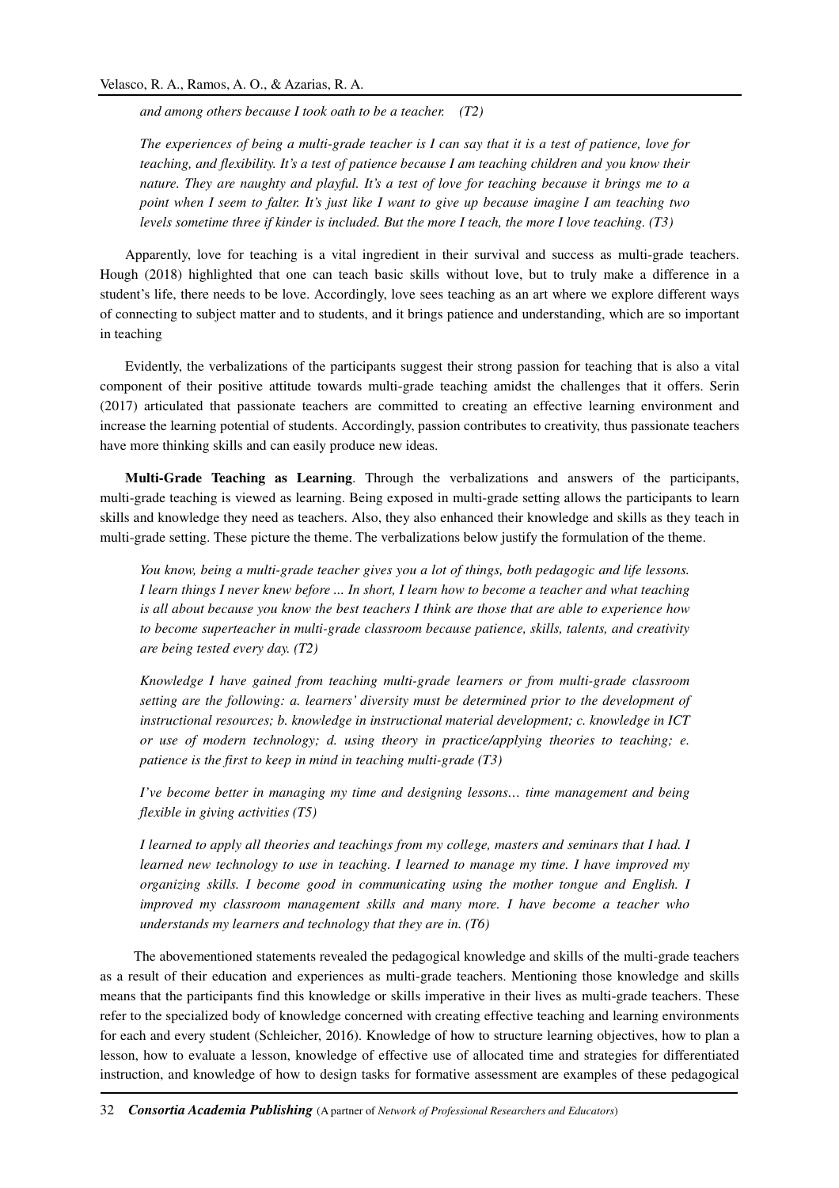*and among others because I took oath to be a teacher. (T2)*

*The experiences of being a multi-grade teacher is I can say that it is a test of patience, love for teaching, and flexibility. It's a test of patience because I am teaching children and you know their nature. They are naughty and playful. It's a test of love for teaching because it brings me to a point when I seem to falter. It's just like I want to give up because imagine I am teaching two levels sometime three if kinder is included. But the more I teach, the more I love teaching. (T3)*

Apparently, love for teaching is a vital ingredient in their survival and success as multi-grade teachers. Hough (2018) highlighted that one can teach basic skills without love, but to truly make a difference in a student's life, there needs to be love. Accordingly, love sees teaching as an art where we explore different ways of connecting to subject matter and to students, and it brings patience and understanding, which are so important in teaching

Evidently, the verbalizations of the participants suggest their strong passion for teaching that is also a vital component of their positive attitude towards multi-grade teaching amidst the challenges that it offers. Serin (2017) articulated that passionate teachers are committed to creating an effective learning environment and increase the learning potential of students. Accordingly, passion contributes to creativity, thus passionate teachers have more thinking skills and can easily produce new ideas.

**Multi-Grade Teaching as Learning**. Through the verbalizations and answers of the participants, multi-grade teaching is viewed as learning. Being exposed in multi-grade setting allows the participants to learn skills and knowledge they need as teachers. Also, they also enhanced their knowledge and skills as they teach in multi-grade setting. These picture the theme. The verbalizations below justify the formulation of the theme.

*You know, being a multi-grade teacher gives you a lot of things, both pedagogic and life lessons. I learn things I never knew before ... In short, I learn how to become a teacher and what teaching is all about because you know the best teachers I think are those that are able to experience how to become superteacher in multi-grade classroom because patience, skills, talents, and creativity are being tested every day. (T2)*

*Knowledge I have gained from teaching multi-grade learners or from multi-grade classroom setting are the following: a. learners' diversity must be determined prior to the development of instructional resources; b. knowledge in instructional material development; c. knowledge in ICT or use of modern technology; d. using theory in practice/applying theories to teaching; e. patience is the first to keep in mind in teaching multi-grade (T3)*

*I've become better in managing my time and designing lessons… time management and being flexible in giving activities (T5)*

*I learned to apply all theories and teachings from my college, masters and seminars that I had. I learned new technology to use in teaching. I learned to manage my time. I have improved my organizing skills. I become good in communicating using the mother tongue and English. I improved my classroom management skills and many more. I have become a teacher who understands my learners and technology that they are in. (T6)*

The abovementioned statements revealed the pedagogical knowledge and skills of the multi-grade teachers as a result of their education and experiences as multi-grade teachers. Mentioning those knowledge and skills means that the participants find this knowledge or skills imperative in their lives as multi-grade teachers. These refer to the specialized body of knowledge concerned with creating effective teaching and learning environments for each and every student (Schleicher, 2016). Knowledge of how to structure learning objectives, how to plan a lesson, how to evaluate a lesson, knowledge of effective use of allocated time and strategies for differentiated instruction, and knowledge of how to design tasks for formative assessment are examples of these pedagogical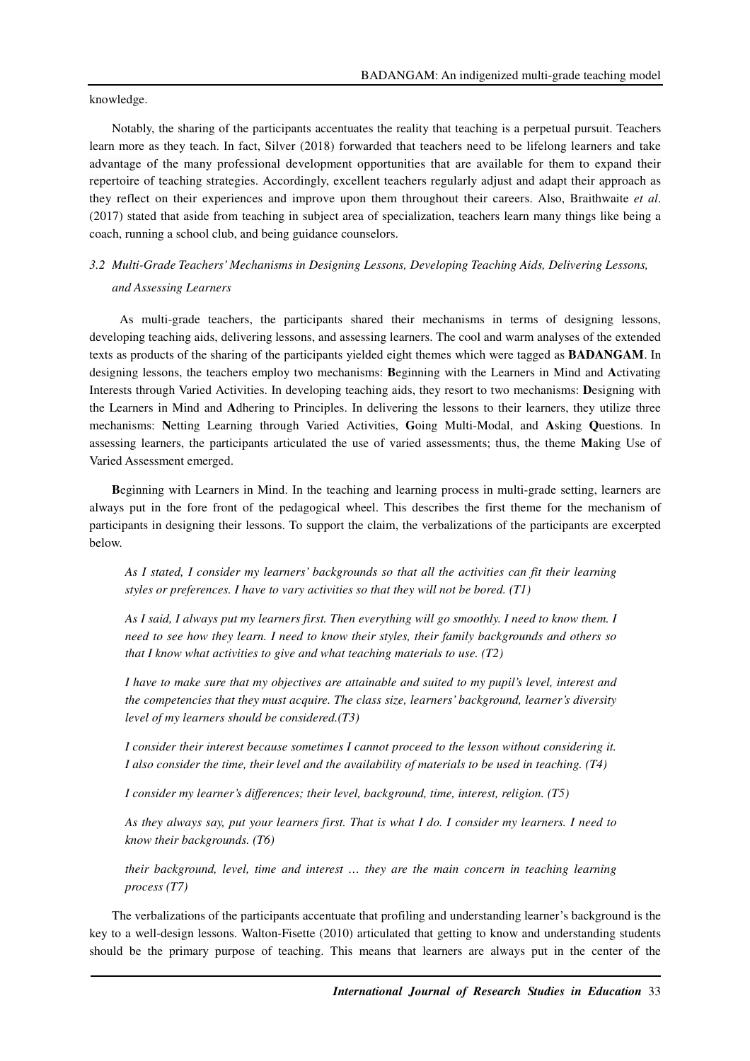knowledge.

Notably, the sharing of the participants accentuates the reality that teaching is a perpetual pursuit. Teachers learn more as they teach. In fact, Silver (2018) forwarded that teachers need to be lifelong learners and take advantage of the many professional development opportunities that are available for them to expand their repertoire of teaching strategies. Accordingly, excellent teachers regularly adjust and adapt their approach as they reflect on their experiences and improve upon them throughout their careers. Also, Braithwaite *et al.* (2017) stated that aside from teaching in subject area of specialization, teachers learn many things like being a coach, running a school club, and being guidance counselors.

### *3.2 Multi-Grade Teachers' Mechanisms in Designing Lessons, Developing Teaching Aids, Delivering Lessons, and Assessing Learners*

As multi-grade teachers, the participants shared their mechanisms in terms of designing lessons, developing teaching aids, delivering lessons, and assessing learners. The cool and warm analyses of the extended texts as products of the sharing of the participants yielded eight themes which were tagged as **BADANGAM**. In designing lessons, the teachers employ two mechanisms: **B**eginning with the Learners in Mind and **A**ctivating Interests through Varied Activities. In developing teaching aids, they resort to two mechanisms: **D**esigning with the Learners in Mind and **A**dhering to Principles. In delivering the lessons to their learners, they utilize three mechanisms: **N**etting Learning through Varied Activities, **G**oing Multi-Modal, and **A**sking **Q**uestions. In assessing learners, the participants articulated the use of varied assessments; thus, the theme **M**aking Use of Varied Assessment emerged.

**B**eginning with Learners in Mind. In the teaching and learning process in multi-grade setting, learners are always put in the fore front of the pedagogical wheel. This describes the first theme for the mechanism of participants in designing their lessons. To support the claim, the verbalizations of the participants are excerpted below.

> *As I stated, I consider my learners' backgrounds so that all the activities can fit their learning styles or preferences. I have to vary activities so that they will not be bored. (T1)*
>
> *As I said, I always put my learners first. Then everything will go smoothly. I need to know them. I need to see how they learn. I need to know their styles, their family backgrounds and others so that I know what activities to give and what teaching materials to use. (T2)*
>
> *I have to make sure that my objectives are attainable and suited to my pupil's level, interest and the competencies that they must acquire. The class size, learners' background, learner's diversity level of my learners should be considered.(T3)*
>
> *I consider their interest because sometimes I cannot proceed to the lesson without considering it. I also consider the time, their level and the availability of materials to be used in teaching. (T4)*
>
> *I consider my learner's differences; their level, background, time, interest, religion. (T5)*
>
> *As they always say, put your learners first. That is what I do. I consider my learners. I need to know their backgrounds. (T6)*
>
> *their background, level, time and interest … they are the main concern in teaching learning process (T7)*

The verbalizations of the participants accentuate that profiling and understanding learner's background is the key to a well-design lessons. Walton-Fisette (2010) articulated that getting to know and understanding students should be the primary purpose of teaching. This means that learners are always put in the center of the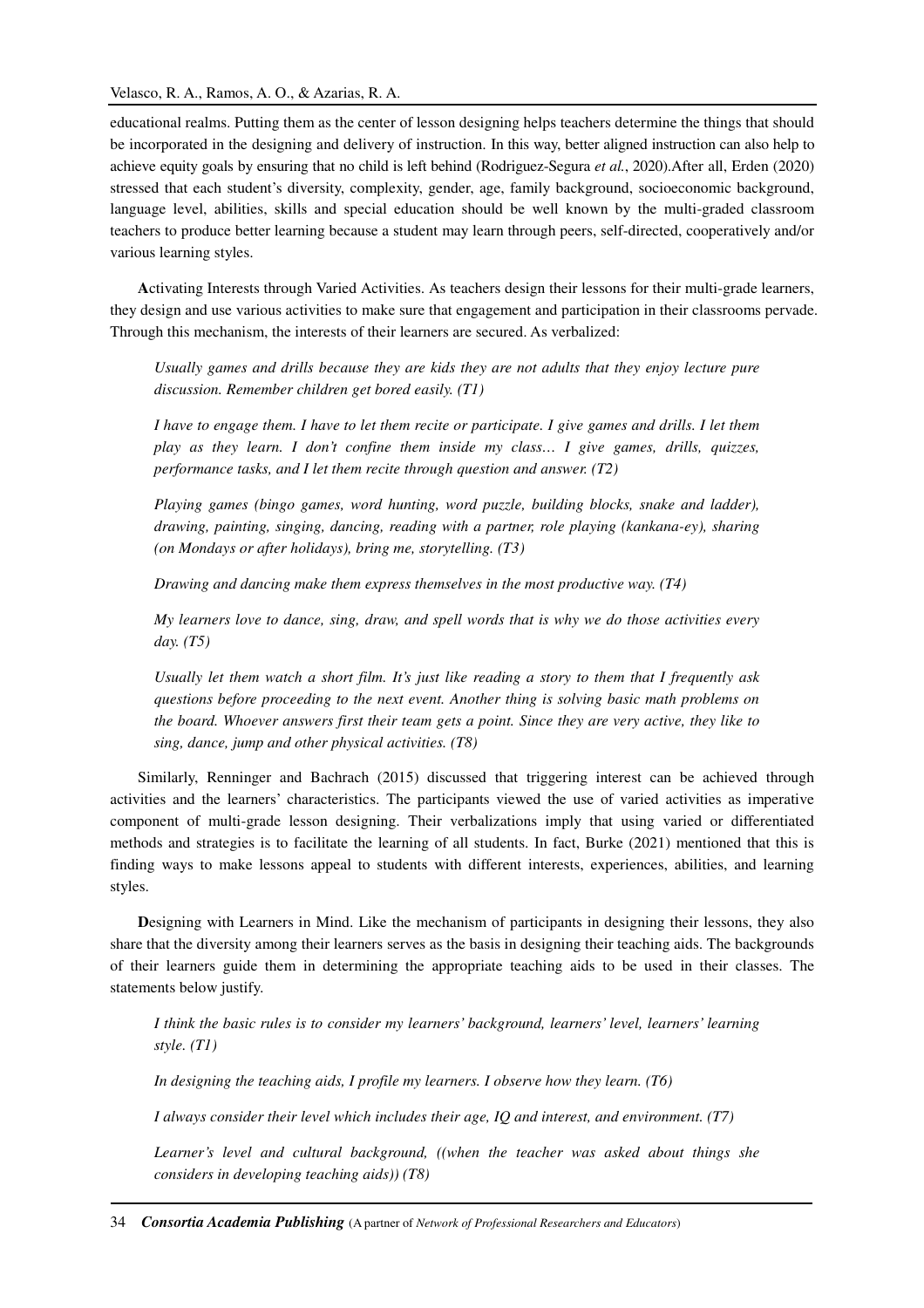educational realms. Putting them as the center of lesson designing helps teachers determine the things that should be incorporated in the designing and delivery of instruction. In this way, better aligned instruction can also help to achieve equity goals by ensuring that no child is left behind (Rodriguez-Segura *et al.*, 2020).After all, Erden (2020) stressed that each student's diversity, complexity, gender, age, family background, socioeconomic background, language level, abilities, skills and special education should be well known by the multi-graded classroom teachers to produce better learning because a student may learn through peers, self-directed, cooperatively and/or various learning styles.

**A**ctivating Interests through Varied Activities. As teachers design their lessons for their multi-grade learners, they design and use various activities to make sure that engagement and participation in their classrooms pervade. Through this mechanism, the interests of their learners are secured. As verbalized:

> *Usually games and drills because they are kids they are not adults that they enjoy lecture pure discussion. Remember children get bored easily. (T1)*
>
> *I have to engage them. I have to let them recite or participate. I give games and drills. I let them play as they learn. I don't confine them inside my class… I give games, drills, quizzes, performance tasks, and I let them recite through question and answer. (T2)*
>
> *Playing games (bingo games, word hunting, word puzzle, building blocks, snake and ladder), drawing, painting, singing, dancing, reading with a partner, role playing (kankana-ey), sharing (on Mondays or after holidays), bring me, storytelling. (T3)*
>
> *Drawing and dancing make them express themselves in the most productive way. (T4)*
>
> *My learners love to dance, sing, draw, and spell words that is why we do those activities every day. (T5)*
>
> *Usually let them watch a short film. It's just like reading a story to them that I frequently ask questions before proceeding to the next event. Another thing is solving basic math problems on the board. Whoever answers first their team gets a point. Since they are very active, they like to sing, dance, jump and other physical activities. (T8)*

Similarly, Renninger and Bachrach (2015) discussed that triggering interest can be achieved through activities and the learners' characteristics. The participants viewed the use of varied activities as imperative component of multi-grade lesson designing. Their verbalizations imply that using varied or differentiated methods and strategies is to facilitate the learning of all students. In fact, Burke (2021) mentioned that this is finding ways to make lessons appeal to students with different interests, experiences, abilities, and learning styles.

**D**esigning with Learners in Mind. Like the mechanism of participants in designing their lessons, they also share that the diversity among their learners serves as the basis in designing their teaching aids. The backgrounds of their learners guide them in determining the appropriate teaching aids to be used in their classes. The statements below justify.

> *I think the basic rules is to consider my learners' background, learners' level, learners' learning style. (T1)*
>
> *In designing the teaching aids, I profile my learners. I observe how they learn. (T6)*
>
> *I always consider their level which includes their age, IQ and interest, and environment. (T7)*
>
> *Learner's level and cultural background, ((when the teacher was asked about things she considers in developing teaching aids)) (T8)*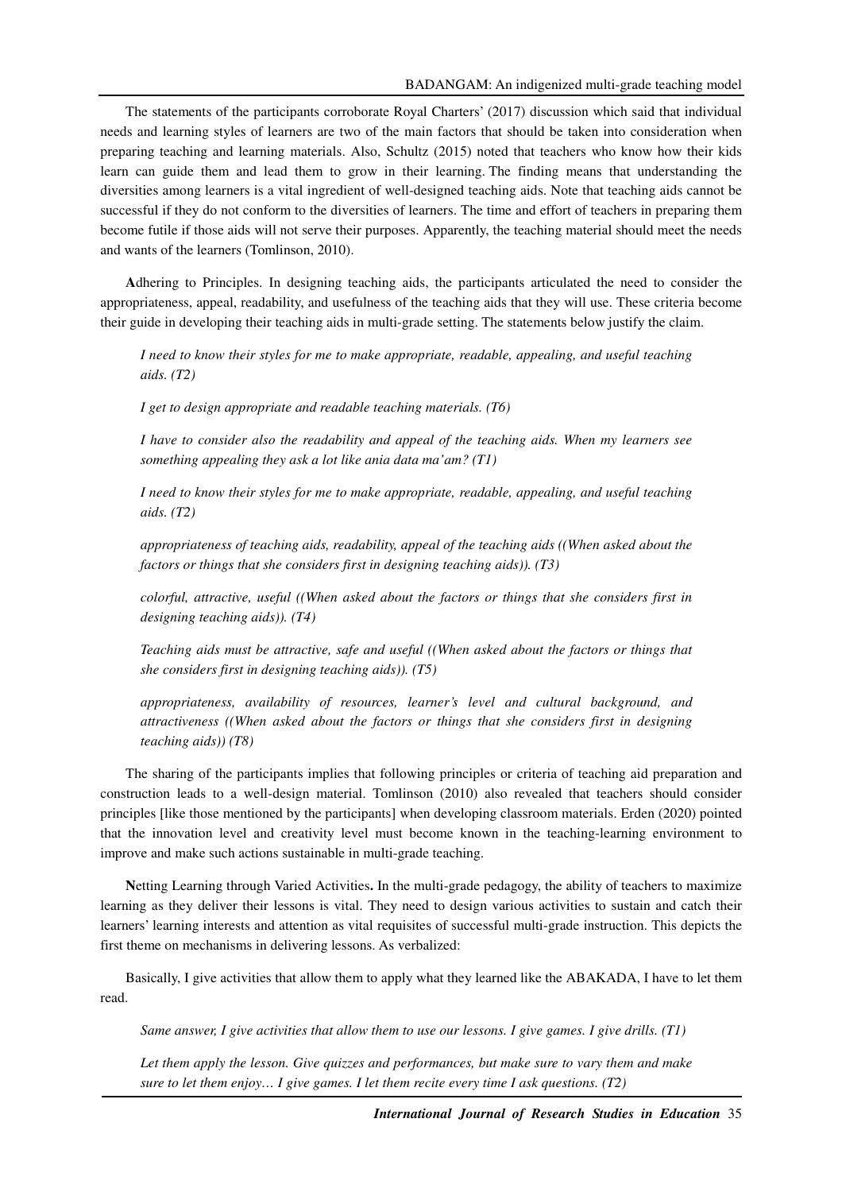The statements of the participants corroborate Royal Charters' (2017) discussion which said that individual needs and learning styles of learners are two of the main factors that should be taken into consideration when preparing teaching and learning materials. Also, Schultz (2015) noted that teachers who know how their kids learn can guide them and lead them to grow in their learning. The finding means that understanding the diversities among learners is a vital ingredient of well-designed teaching aids. Note that teaching aids cannot be successful if they do not conform to the diversities of learners. The time and effort of teachers in preparing them become futile if those aids will not serve their purposes. Apparently, the teaching material should meet the needs and wants of the learners (Tomlinson, 2010).

**A**dhering to Principles. In designing teaching aids, the participants articulated the need to consider the appropriateness, appeal, readability, and usefulness of the teaching aids that they will use. These criteria become their guide in developing their teaching aids in multi-grade setting. The statements below justify the claim.

> *I need to know their styles for me to make appropriate, readable, appealing, and useful teaching aids. (T2)*
>
> *I get to design appropriate and readable teaching materials. (T6)*
>
> *I have to consider also the readability and appeal of the teaching aids. When my learners see something appealing they ask a lot like ania data ma'am? (T1)*
>
> *I need to know their styles for me to make appropriate, readable, appealing, and useful teaching aids. (T2)*
>
> *appropriateness of teaching aids, readability, appeal of the teaching aids ((When asked about the factors or things that she considers first in designing teaching aids)). (T3)*
>
> *colorful, attractive, useful ((When asked about the factors or things that she considers first in designing teaching aids)). (T4)*
>
> *Teaching aids must be attractive, safe and useful ((When asked about the factors or things that she considers first in designing teaching aids)). (T5)*
>
> *appropriateness, availability of resources, learner's level and cultural background, and attractiveness ((When asked about the factors or things that she considers first in designing teaching aids)) (T8)*

The sharing of the participants implies that following principles or criteria of teaching aid preparation and construction leads to a well-design material. Tomlinson (2010) also revealed that teachers should consider principles [like those mentioned by the participants] when developing classroom materials. Erden (2020) pointed that the innovation level and creativity level must become known in the teaching-learning environment to improve and make such actions sustainable in multi-grade teaching.

**N**etting Learning through Varied Activities**.** In the multi-grade pedagogy, the ability of teachers to maximize learning as they deliver their lessons is vital. They need to design various activities to sustain and catch their learners' learning interests and attention as vital requisites of successful multi-grade instruction. This depicts the first theme on mechanisms in delivering lessons. As verbalized:

Basically, I give activities that allow them to apply what they learned like the ABAKADA, I have to let them read.

> *Same answer, I give activities that allow them to use our lessons. I give games. I give drills. (T1)*
>
> *Let them apply the lesson. Give quizzes and performances, but make sure to vary them and make sure to let them enjoy… I give games. I let them recite every time I ask questions. (T2)*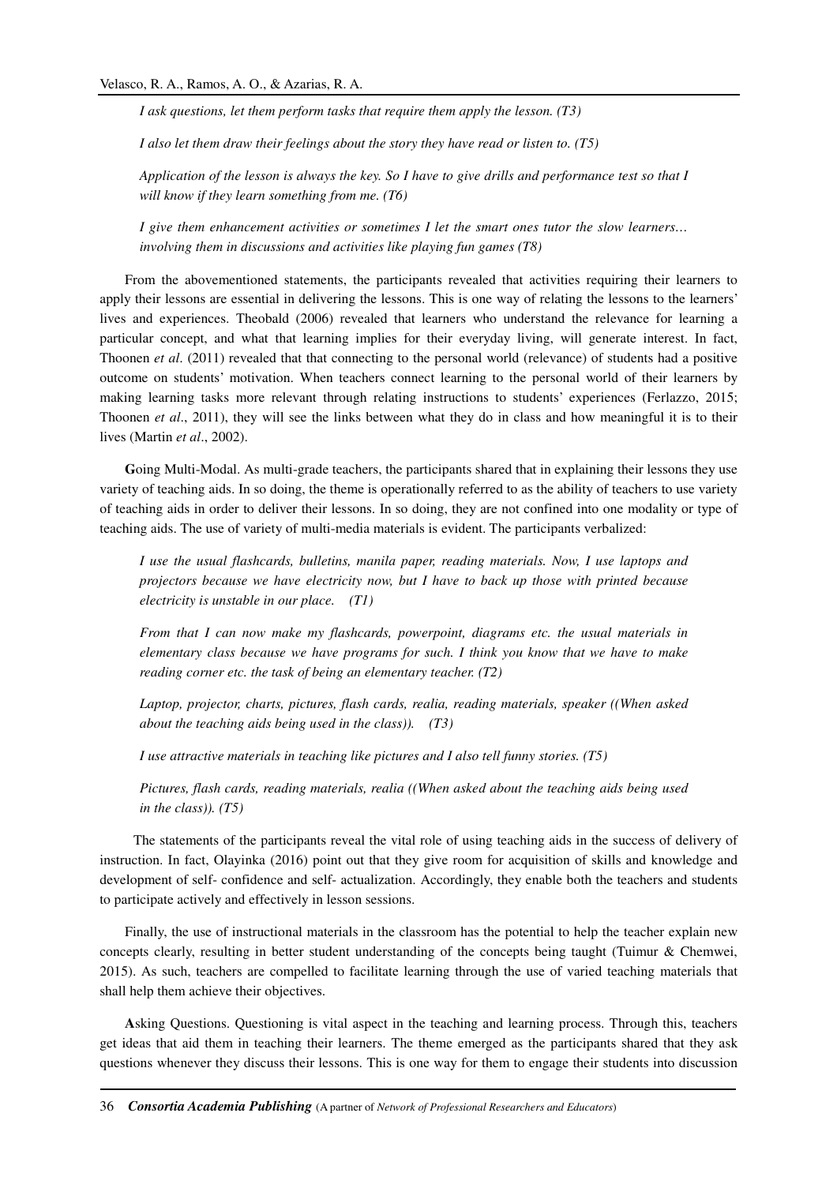*I ask questions, let them perform tasks that require them apply the lesson. (T3)*

*I also let them draw their feelings about the story they have read or listen to. (T5)*

*Application of the lesson is always the key. So I have to give drills and performance test so that I will know if they learn something from me. (T6)*

*I give them enhancement activities or sometimes I let the smart ones tutor the slow learners… involving them in discussions and activities like playing fun games (T8)*

From the abovementioned statements, the participants revealed that activities requiring their learners to apply their lessons are essential in delivering the lessons. This is one way of relating the lessons to the learners' lives and experiences. Theobald (2006) revealed that learners who understand the relevance for learning a particular concept, and what that learning implies for their everyday living, will generate interest. In fact, Thoonen *et al*. (2011) revealed that that connecting to the personal world (relevance) of students had a positive outcome on students' motivation. When teachers connect learning to the personal world of their learners by making learning tasks more relevant through relating instructions to students' experiences (Ferlazzo, 2015; Thoonen *et al*., 2011), they will see the links between what they do in class and how meaningful it is to their lives (Martin *et al*., 2002).

**G**oing Multi-Modal. As multi-grade teachers, the participants shared that in explaining their lessons they use variety of teaching aids. In so doing, the theme is operationally referred to as the ability of teachers to use variety of teaching aids in order to deliver their lessons. In so doing, they are not confined into one modality or type of teaching aids. The use of variety of multi-media materials is evident. The participants verbalized:

*I use the usual flashcards, bulletins, manila paper, reading materials. Now, I use laptops and projectors because we have electricity now, but I have to back up those with printed because electricity is unstable in our place. (T1)*

*From that I can now make my flashcards, powerpoint, diagrams etc. the usual materials in elementary class because we have programs for such. I think you know that we have to make reading corner etc. the task of being an elementary teacher. (T2)*

*Laptop, projector, charts, pictures, flash cards, realia, reading materials, speaker ((When asked about the teaching aids being used in the class)). (T3)*

*I use attractive materials in teaching like pictures and I also tell funny stories. (T5)*

*Pictures, flash cards, reading materials, realia ((When asked about the teaching aids being used in the class)). (T5)*

The statements of the participants reveal the vital role of using teaching aids in the success of delivery of instruction. In fact, Olayinka (2016) point out that they give room for acquisition of skills and knowledge and development of self- confidence and self- actualization. Accordingly, they enable both the teachers and students to participate actively and effectively in lesson sessions.

Finally, the use of instructional materials in the classroom has the potential to help the teacher explain new concepts clearly, resulting in better student understanding of the concepts being taught (Tuimur & Chemwei, 2015). As such, teachers are compelled to facilitate learning through the use of varied teaching materials that shall help them achieve their objectives.

**A**sking Questions. Questioning is vital aspect in the teaching and learning process. Through this, teachers get ideas that aid them in teaching their learners. The theme emerged as the participants shared that they ask questions whenever they discuss their lessons. This is one way for them to engage their students into discussion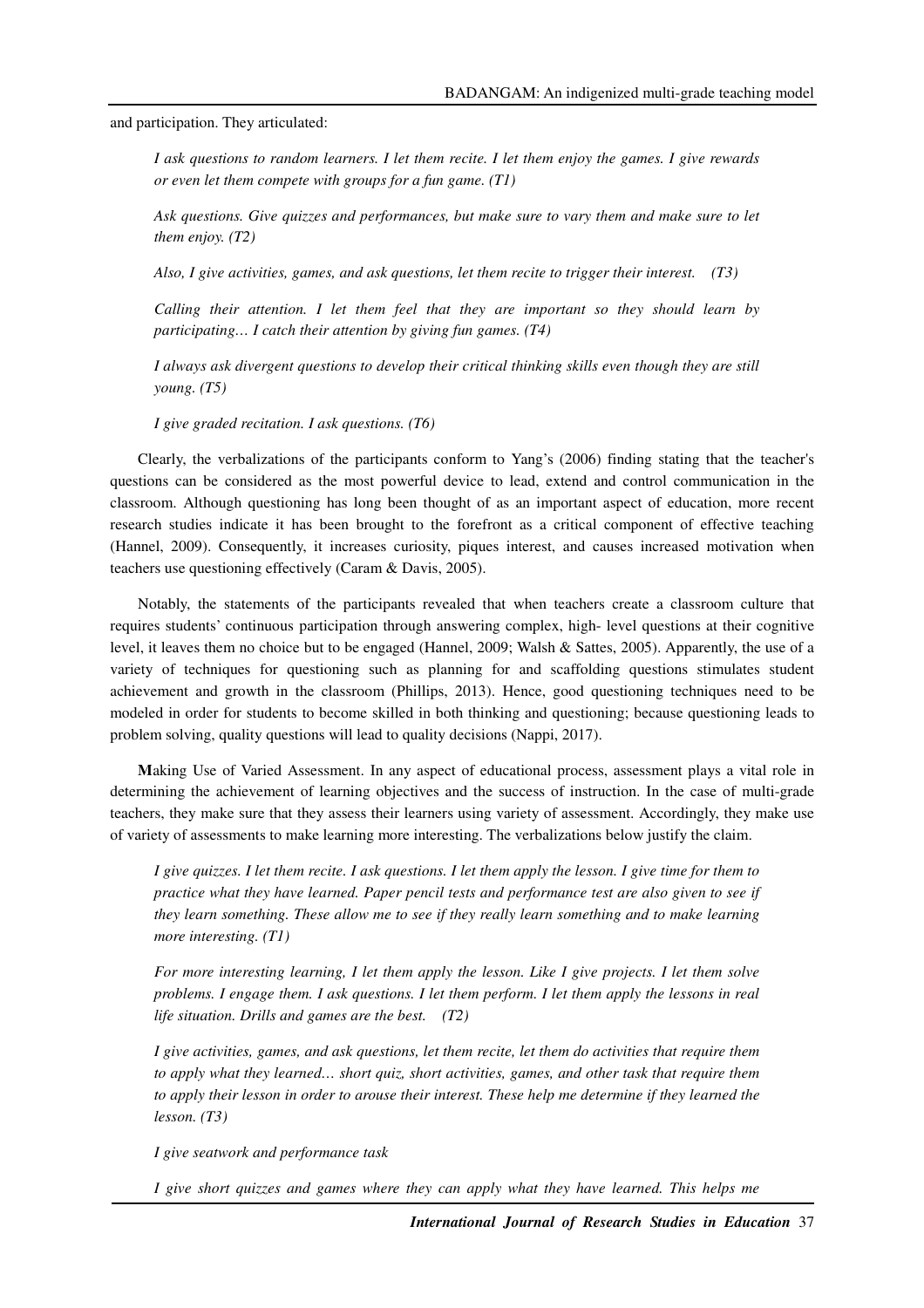and participation. They articulated:

> *I ask questions to random learners. I let them recite. I let them enjoy the games. I give rewards or even let them compete with groups for a fun game. (T1)*
>
> *Ask questions. Give quizzes and performances, but make sure to vary them and make sure to let them enjoy. (T2)*
>
> *Also, I give activities, games, and ask questions, let them recite to trigger their interest. (T3)*
>
> *Calling their attention. I let them feel that they are important so they should learn by participating… I catch their attention by giving fun games. (T4)*
>
> *I always ask divergent questions to develop their critical thinking skills even though they are still young. (T5)*
>
> *I give graded recitation. I ask questions. (T6)*

Clearly, the verbalizations of the participants conform to Yang's (2006) finding stating that the teacher's questions can be considered as the most powerful device to lead, extend and control communication in the classroom. Although questioning has long been thought of as an important aspect of education, more recent research studies indicate it has been brought to the forefront as a critical component of effective teaching (Hannel, 2009). Consequently, it increases curiosity, piques interest, and causes increased motivation when teachers use questioning effectively (Caram & Davis, 2005).

Notably, the statements of the participants revealed that when teachers create a classroom culture that requires students' continuous participation through answering complex, high- level questions at their cognitive level, it leaves them no choice but to be engaged (Hannel, 2009; Walsh & Sattes, 2005). Apparently, the use of a variety of techniques for questioning such as planning for and scaffolding questions stimulates student achievement and growth in the classroom (Phillips, 2013). Hence, good questioning techniques need to be modeled in order for students to become skilled in both thinking and questioning; because questioning leads to problem solving, quality questions will lead to quality decisions (Nappi, 2017).

**M**aking Use of Varied Assessment. In any aspect of educational process, assessment plays a vital role in determining the achievement of learning objectives and the success of instruction. In the case of multi-grade teachers, they make sure that they assess their learners using variety of assessment. Accordingly, they make use of variety of assessments to make learning more interesting. The verbalizations below justify the claim.

> *I give quizzes. I let them recite. I ask questions. I let them apply the lesson. I give time for them to practice what they have learned. Paper pencil tests and performance test are also given to see if they learn something. These allow me to see if they really learn something and to make learning more interesting. (T1)*
>
> *For more interesting learning, I let them apply the lesson. Like I give projects. I let them solve problems. I engage them. I ask questions. I let them perform. I let them apply the lessons in real life situation. Drills and games are the best. (T2)*
>
> *I give activities, games, and ask questions, let them recite, let them do activities that require them to apply what they learned… short quiz, short activities, games, and other task that require them to apply their lesson in order to arouse their interest. These help me determine if they learned the lesson. (T3)*
>
> *I give seatwork and performance task*
>
> *I give short quizzes and games where they can apply what they have learned. This helps me*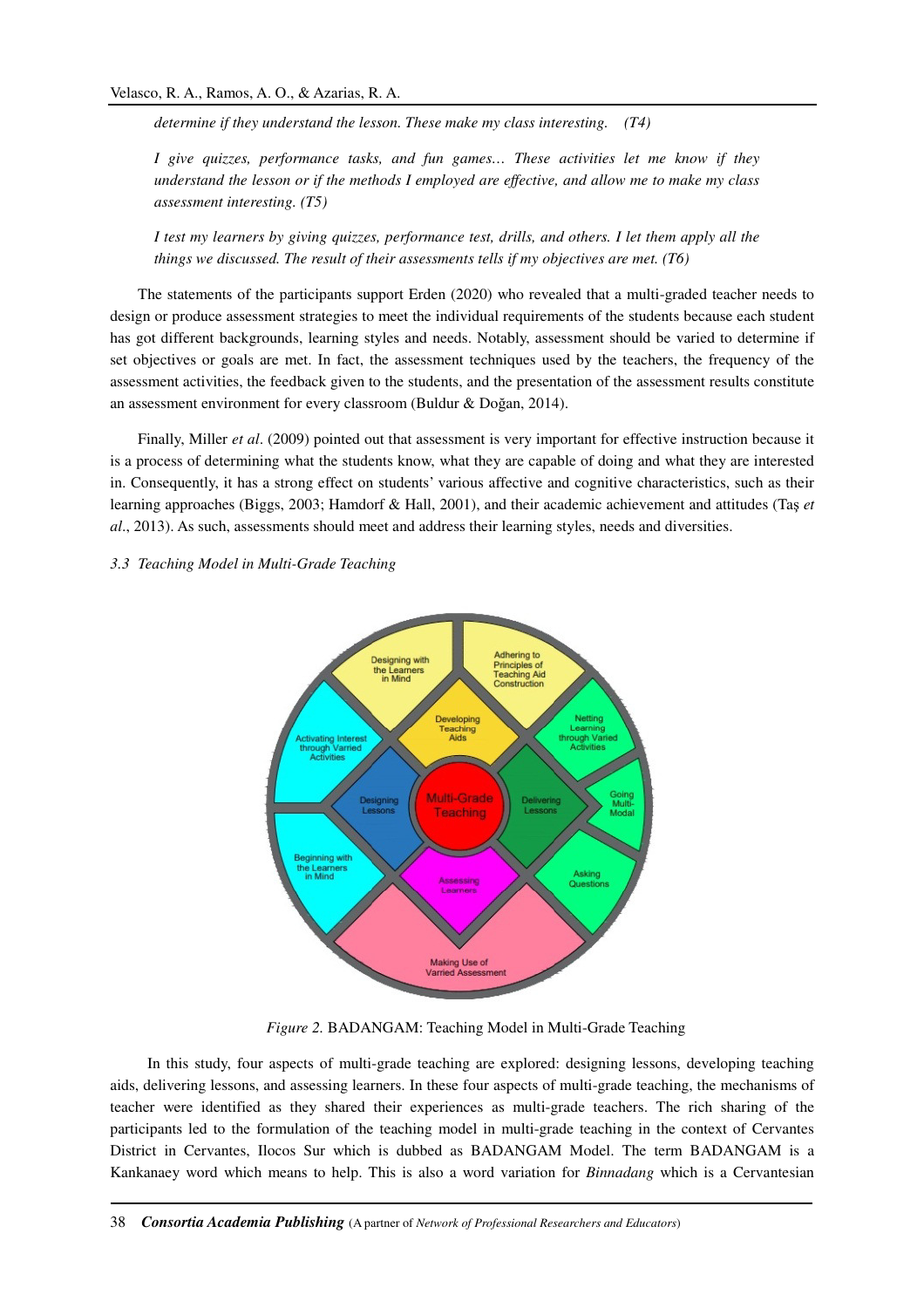*determine if they understand the lesson. These make my class interesting. (T4)*

*I give quizzes, performance tasks, and fun games… These activities let me know if they understand the lesson or if the methods I employed are effective, and allow me to make my class assessment interesting. (T5)*

*I test my learners by giving quizzes, performance test, drills, and others. I let them apply all the things we discussed. The result of their assessments tells if my objectives are met. (T6)*

The statements of the participants support Erden (2020) who revealed that a multi-graded teacher needs to design or produce assessment strategies to meet the individual requirements of the students because each student has got different backgrounds, learning styles and needs. Notably, assessment should be varied to determine if set objectives or goals are met. In fact, the assessment techniques used by the teachers, the frequency of the assessment activities, the feedback given to the students, and the presentation of the assessment results constitute an assessment environment for every classroom (Buldur & Doğan, 2014).

Finally, Miller *et al*. (2009) pointed out that assessment is very important for effective instruction because it is a process of determining what the students know, what they are capable of doing and what they are interested in. Consequently, it has a strong effect on students' various affective and cognitive characteristics, such as their learning approaches (Biggs, 2003; Hamdorf & Hall, 2001), and their academic achievement and attitudes (Taş *et al*., 2013). As such, assessments should meet and address their learning styles, needs and diversities.

### *3.3 Teaching Model in Multi-Grade Teaching*

*Figure 2.* BADANGAM: Teaching Model in Multi-Grade Teaching

In this study, four aspects of multi-grade teaching are explored: designing lessons, developing teaching aids, delivering lessons, and assessing learners. In these four aspects of multi-grade teaching, the mechanisms of teacher were identified as they shared their experiences as multi-grade teachers. The rich sharing of the participants led to the formulation of the teaching model in multi-grade teaching in the context of Cervantes District in Cervantes, Ilocos Sur which is dubbed as BADANGAM Model. The term BADANGAM is a Kankanaey word which means to help. This is also a word variation for *Binnadang* which is a Cervantesian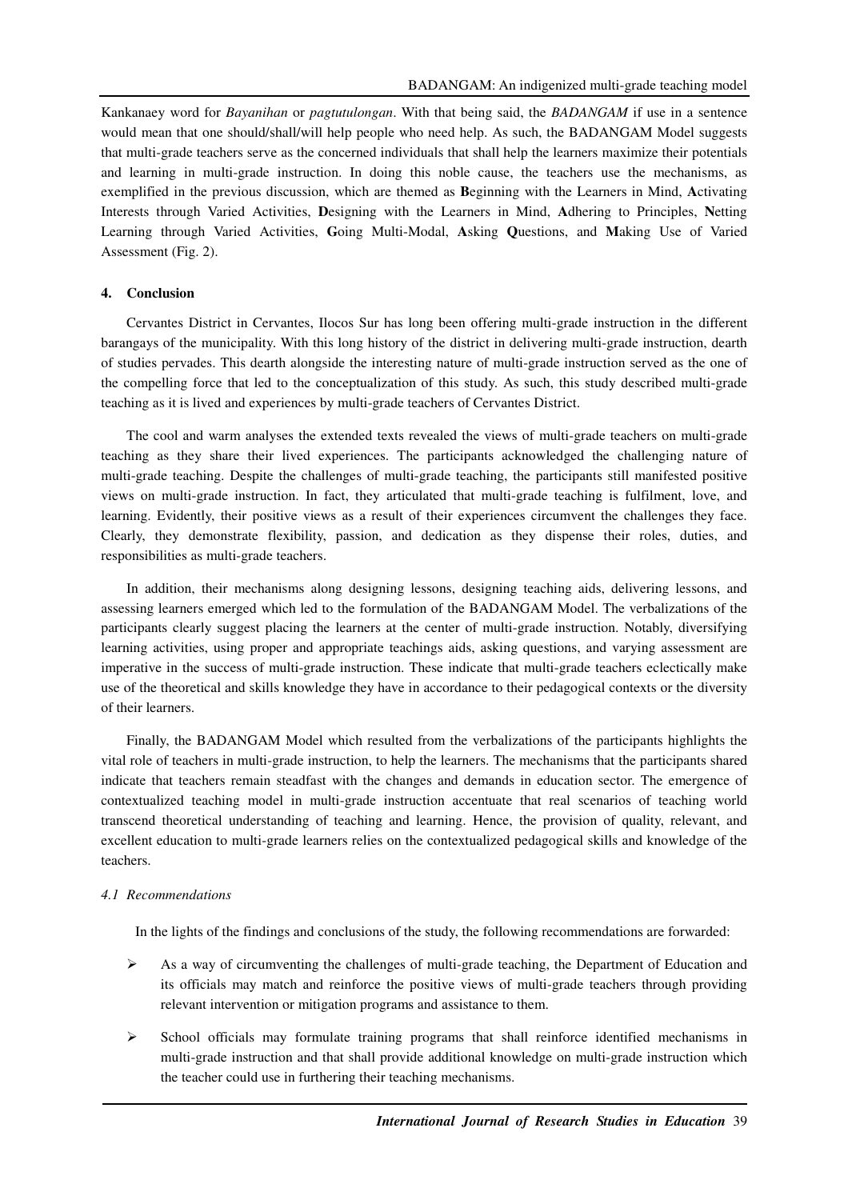Kankanaey word for *Bayanihan* or *pagtutulongan*. With that being said, the *BADANGAM* if use in a sentence would mean that one should/shall/will help people who need help. As such, the BADANGAM Model suggests that multi-grade teachers serve as the concerned individuals that shall help the learners maximize their potentials and learning in multi-grade instruction. In doing this noble cause, the teachers use the mechanisms, as exemplified in the previous discussion, which are themed as **B**eginning with the Learners in Mind, **A**ctivating Interests through Varied Activities, **D**esigning with the Learners in Mind, **A**dhering to Principles, **N**etting Learning through Varied Activities, **G**oing Multi-Modal, **A**sking **Q**uestions, and **M**aking Use of Varied Assessment (Fig. 2).

## 4. Conclusion

Cervantes District in Cervantes, Ilocos Sur has long been offering multi-grade instruction in the different barangays of the municipality. With this long history of the district in delivering multi-grade instruction, dearth of studies pervades. This dearth alongside the interesting nature of multi-grade instruction served as the one of the compelling force that led to the conceptualization of this study. As such, this study described multi-grade teaching as it is lived and experiences by multi-grade teachers of Cervantes District.

The cool and warm analyses the extended texts revealed the views of multi-grade teachers on multi-grade teaching as they share their lived experiences. The participants acknowledged the challenging nature of multi-grade teaching. Despite the challenges of multi-grade teaching, the participants still manifested positive views on multi-grade instruction. In fact, they articulated that multi-grade teaching is fulfilment, love, and learning. Evidently, their positive views as a result of their experiences circumvent the challenges they face. Clearly, they demonstrate flexibility, passion, and dedication as they dispense their roles, duties, and responsibilities as multi-grade teachers.

In addition, their mechanisms along designing lessons, designing teaching aids, delivering lessons, and assessing learners emerged which led to the formulation of the BADANGAM Model. The verbalizations of the participants clearly suggest placing the learners at the center of multi-grade instruction. Notably, diversifying learning activities, using proper and appropriate teachings aids, asking questions, and varying assessment are imperative in the success of multi-grade instruction. These indicate that multi-grade teachers eclectically make use of the theoretical and skills knowledge they have in accordance to their pedagogical contexts or the diversity of their learners.

Finally, the BADANGAM Model which resulted from the verbalizations of the participants highlights the vital role of teachers in multi-grade instruction, to help the learners. The mechanisms that the participants shared indicate that teachers remain steadfast with the changes and demands in education sector. The emergence of contextualized teaching model in multi-grade instruction accentuate that real scenarios of teaching world transcend theoretical understanding of teaching and learning. Hence, the provision of quality, relevant, and excellent education to multi-grade learners relies on the contextualized pedagogical skills and knowledge of the teachers.

### *4.1 Recommendations*

In the lights of the findings and conclusions of the study, the following recommendations are forwarded:

- As a way of circumventing the challenges of multi-grade teaching, the Department of Education and its officials may match and reinforce the positive views of multi-grade teachers through providing relevant intervention or mitigation programs and assistance to them.
- School officials may formulate training programs that shall reinforce identified mechanisms in multi-grade instruction and that shall provide additional knowledge on multi-grade instruction which the teacher could use in furthering their teaching mechanisms.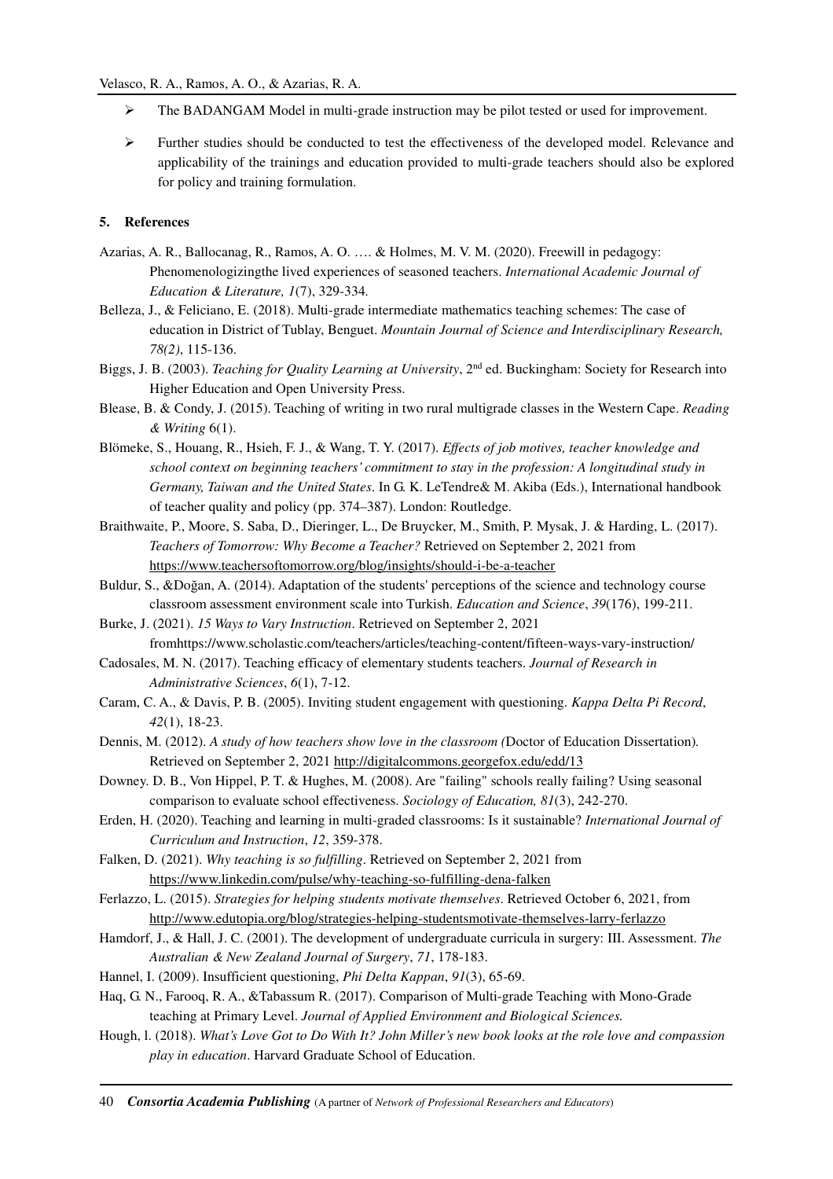- The BADANGAM Model in multi-grade instruction may be pilot tested or used for improvement.
- Further studies should be conducted to test the effectiveness of the developed model. Relevance and applicability of the trainings and education provided to multi-grade teachers should also be explored for policy and training formulation.

## 5. References

Azarias, A. R., Ballocanag, R., Ramos, A. O. …. & Holmes, M. V. M. (2020). Freewill in pedagogy: Phenomenologizingthe lived experiences of seasoned teachers. *International Academic Journal of Education & Literature, 1*(7), 329-334.

Belleza, J., & Feliciano, E. (2018). Multi-grade intermediate mathematics teaching schemes: The case of education in District of Tublay, Benguet. *Mountain Journal of Science and Interdisciplinary Research, 78(2)*, 115-136.

Biggs, J. B. (2003). *Teaching for Quality Learning at University*, 2nd ed. Buckingham: Society for Research into Higher Education and Open University Press.

Blease, B. & Condy, J. (2015). Teaching of writing in two rural multigrade classes in the Western Cape. *Reading & Writing* 6(1).

Blömeke, S., Houang, R., Hsieh, F. J., & Wang, T. Y. (2017). *Effects of job motives, teacher knowledge and school context on beginning teachers' commitment to stay in the profession: A longitudinal study in Germany, Taiwan and the United States*. In G. K. LeTendre& M. Akiba (Eds.), International handbook of teacher quality and policy (pp. 374–387). London: Routledge.

Braithwaite, P., Moore, S. Saba, D., Dieringer, L., De Bruycker, M., Smith, P. Mysak, J. & Harding, L. (2017). *Teachers of Tomorrow: Why Become a Teacher?* Retrieved on September 2, 2021 from https://www.teachersoftomorrow.org/blog/insights/should-i-be-a-teacher

Buldur, S., &Doğan, A. (2014). Adaptation of the students' perceptions of the science and technology course classroom assessment environment scale into Turkish. *Education and Science*, *39*(176), 199-211.

Burke, J. (2021). *15 Ways to Vary Instruction*. Retrieved on September 2, 2021 fromhttps://www.scholastic.com/teachers/articles/teaching-content/fifteen-ways-vary-instruction/

Cadosales, M. N. (2017). Teaching efficacy of elementary students teachers. *Journal of Research in Administrative Sciences*, *6*(1), 7-12.

Caram, C. A., & Davis, P. B. (2005). Inviting student engagement with questioning. *Kappa Delta Pi Record*, *42*(1), 18-23.

Dennis, M. (2012). *A study of how teachers show love in the classroom (*Doctor of Education Dissertation). Retrieved on September 2, 2021 http://digitalcommons.georgefox.edu/edd/13

Downey. D. B., Von Hippel, P. T. & Hughes, M. (2008). Are "failing" schools really failing? Using seasonal comparison to evaluate school effectiveness. *Sociology of Education, 81*(3), 242-270.

Erden, H. (2020). Teaching and learning in multi-graded classrooms: Is it sustainable? *International Journal of Curriculum and Instruction*, *12*, 359-378.

Falken, D. (2021). *Why teaching is so fulfilling*. Retrieved on September 2, 2021 from https://www.linkedin.com/pulse/why-teaching-so-fulfilling-dena-falken

Ferlazzo, L. (2015). *Strategies for helping students motivate themselves*. Retrieved October 6, 2021, from http://www.edutopia.org/blog/strategies-helping-studentsmotivate-themselves-larry-ferlazzo

Hamdorf, J., & Hall, J. C. (2001). The development of undergraduate curricula in surgery: III. Assessment. *The Australian & New Zealand Journal of Surgery*, *71*, 178-183.

Hannel, I. (2009). Insufficient questioning, *Phi Delta Kappan*, *91*(3), 65-69.

Haq, G. N., Farooq, R. A., &Tabassum R. (2017). Comparison of Multi-grade Teaching with Mono-Grade teaching at Primary Level. *Journal of Applied Environment and Biological Sciences.*

Hough, l. (2018). *What's Love Got to Do With It? John Miller's new book looks at the role love and compassion play in education*. Harvard Graduate School of Education.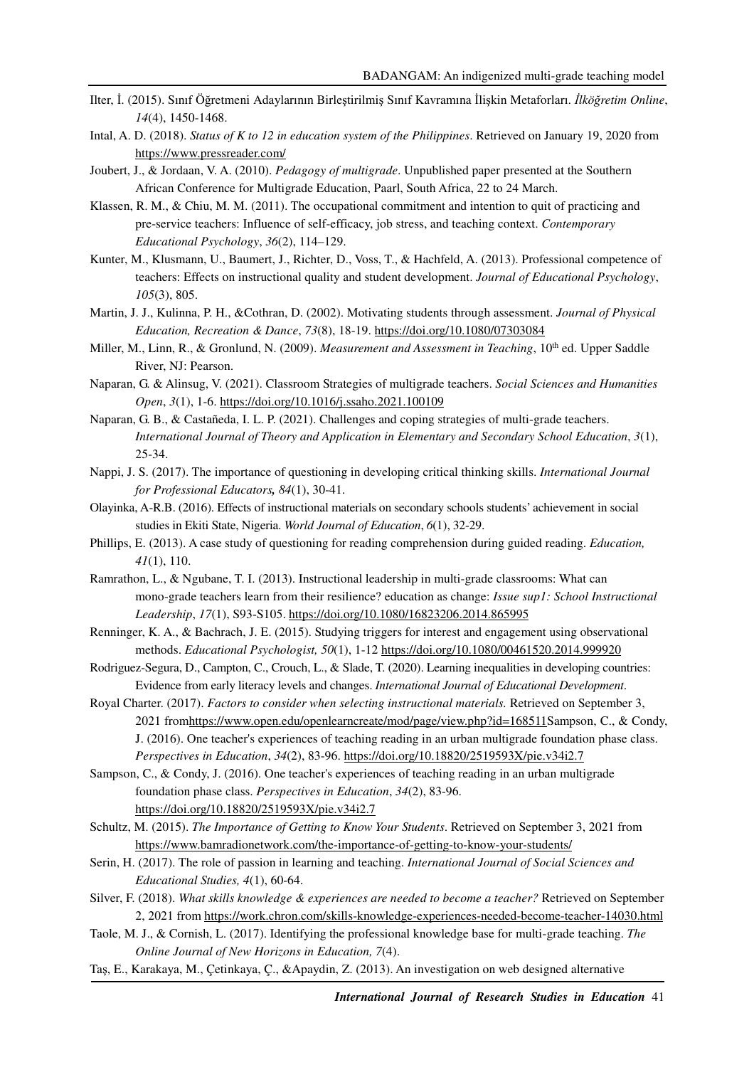Ilter, İ. (2015). Sınıf Öğretmeni Adaylarının Birleştirilmiş Sınıf Kavramına İlişkin Metaforları. *İlköğretim Online*, *14*(4), 1450-1468.

Intal, A. D. (2018). *Status of K to 12 in education system of the Philippines*. Retrieved on January 19, 2020 from https://www.pressreader.com/

Joubert, J., & Jordaan, V. A. (2010). *Pedagogy of multigrade*. Unpublished paper presented at the Southern African Conference for Multigrade Education, Paarl, South Africa, 22 to 24 March.

Klassen, R. M., & Chiu, M. M. (2011). The occupational commitment and intention to quit of practicing and pre-service teachers: Influence of self-efficacy, job stress, and teaching context. *Contemporary Educational Psychology*, *36*(2), 114–129.

Kunter, M., Klusmann, U., Baumert, J., Richter, D., Voss, T., & Hachfeld, A. (2013). Professional competence of teachers: Effects on instructional quality and student development. *Journal of Educational Psychology*, *105*(3), 805.

Martin, J. J., Kulinna, P. H., &Cothran, D. (2002). Motivating students through assessment. *Journal of Physical Education, Recreation & Dance*, *73*(8), 18-19. https://doi.org/10.1080/07303084

Miller, M., Linn, R., & Gronlund, N. (2009). *Measurement and Assessment in Teaching*, 10th ed. Upper Saddle River, NJ: Pearson.

Naparan, G. & Alinsug, V. (2021). Classroom Strategies of multigrade teachers. *Social Sciences and Humanities Open*, *3*(1), 1-6. https://doi.org/10.1016/j.ssaho.2021.100109

Naparan, G. B., & Castañeda, I. L. P. (2021). Challenges and coping strategies of multi-grade teachers. *International Journal of Theory and Application in Elementary and Secondary School Education*, *3*(1), 25-34.

Nappi, J. S. (2017). The importance of questioning in developing critical thinking skills. *International Journal for Professional Educators, 84*(1), 30-41.

Olayinka, A-R.B. (2016). Effects of instructional materials on secondary schools students' achievement in social studies in Ekiti State, Nigeria. *World Journal of Education*, *6*(1), 32-29.

Phillips, E. (2013). A case study of questioning for reading comprehension during guided reading. *Education, 41*(1), 110.

Ramrathon, L., & Ngubane, T. I. (2013). Instructional leadership in multi-grade classrooms: What can mono-grade teachers learn from their resilience? education as change: *Issue sup1: School Instructional Leadership*, *17*(1), S93-S105. https://doi.org/10.1080/16823206.2014.865995

Renninger, K. A., & Bachrach, J. E. (2015). Studying triggers for interest and engagement using observational methods. *Educational Psychologist, 50*(1), 1-12 https://doi.org/10.1080/00461520.2014.999920

Rodriguez-Segura, D., Campton, C., Crouch, L., & Slade, T. (2020). Learning inequalities in developing countries: Evidence from early literacy levels and changes. *International Journal of Educational Development*.

Royal Charter. (2017). *Factors to consider when selecting instructional materials.* Retrieved on September 3, 2021 fromhttps://www.open.edu/openlearncreate/mod/page/view.php?id=168511Sampson, C., & Condy, J. (2016). One teacher's experiences of teaching reading in an urban multigrade foundation phase class. *Perspectives in Education*, *34*(2), 83-96. https://doi.org/10.18820/2519593X/pie.v34i2.7

Sampson, C., & Condy, J. (2016). One teacher's experiences of teaching reading in an urban multigrade foundation phase class. *Perspectives in Education*, *34*(2), 83-96. https://doi.org/10.18820/2519593X/pie.v34i2.7

Schultz, M. (2015). *The Importance of Getting to Know Your Students*. Retrieved on September 3, 2021 from https://www.bamradionetwork.com/the-importance-of-getting-to-know-your-students/

Serin, H. (2017). The role of passion in learning and teaching. *International Journal of Social Sciences and Educational Studies, 4*(1), 60-64.

Silver, F. (2018). *What skills knowledge & experiences are needed to become a teacher?* Retrieved on September 2, 2021 from https://work.chron.com/skills-knowledge-experiences-needed-become-teacher-14030.html

Taole, M. J., & Cornish, L. (2017). Identifying the professional knowledge base for multi-grade teaching. *The Online Journal of New Horizons in Education, 7*(4).

Taş, E., Karakaya, M., Çetinkaya, Ç., &Apaydin, Z. (2013). An investigation on web designed alternative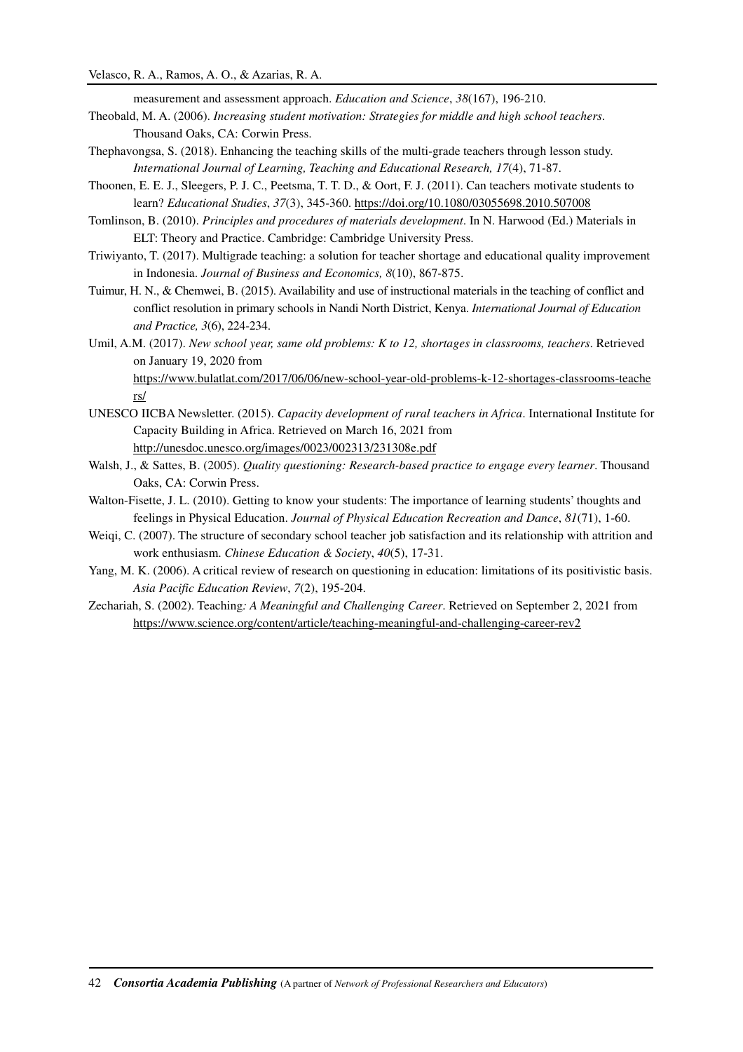measurement and assessment approach. *Education and Science*, *38*(167), 196-210.

Theobald, M. A. (2006). *Increasing student motivation: Strategies for middle and high school teachers*. Thousand Oaks, CA: Corwin Press.

Thephavongsa, S. (2018). Enhancing the teaching skills of the multi-grade teachers through lesson study. *International Journal of Learning, Teaching and Educational Research, 17*(4), 71-87.

Thoonen, E. E. J., Sleegers, P. J. C., Peetsma, T. T. D., & Oort, F. J. (2011). Can teachers motivate students to learn? *Educational Studies*, *37*(3), 345-360. https://doi.org/10.1080/03055698.2010.507008

Tomlinson, B. (2010). *Principles and procedures of materials development*. In N. Harwood (Ed.) Materials in ELT: Theory and Practice. Cambridge: Cambridge University Press.

Triwiyanto, T. (2017). Multigrade teaching: a solution for teacher shortage and educational quality improvement in Indonesia. *Journal of Business and Economics, 8*(10), 867-875.

Tuimur, H. N., & Chemwei, B. (2015). Availability and use of instructional materials in the teaching of conflict and conflict resolution in primary schools in Nandi North District, Kenya. *International Journal of Education and Practice, 3*(6), 224-234.

Umil, A.M. (2017). *New school year, same old problems: K to 12, shortages in classrooms, teachers*. Retrieved on January 19, 2020 from https://www.bulatlat.com/2017/06/06/new-school-year-old-problems-k-12-shortages-classrooms-teachers/

UNESCO IICBA Newsletter. (2015). *Capacity development of rural teachers in Africa*. International Institute for Capacity Building in Africa. Retrieved on March 16, 2021 from http://unesdoc.unesco.org/images/0023/002313/231308e.pdf

Walsh, J., & Sattes, B. (2005). *Quality questioning: Research-based practice to engage every learner*. Thousand Oaks, CA: Corwin Press.

Walton-Fisette, J. L. (2010). Getting to know your students: The importance of learning students' thoughts and feelings in Physical Education. *Journal of Physical Education Recreation and Dance*, *81*(71), 1-60.

Weiqi, C. (2007). The structure of secondary school teacher job satisfaction and its relationship with attrition and work enthusiasm. *Chinese Education & Society*, *40*(5), 17-31.

Yang, M. K. (2006). A critical review of research on questioning in education: limitations of its positivistic basis. *Asia Pacific Education Review*, *7*(2), 195-204.

Zechariah, S. (2002). Teaching*: A Meaningful and Challenging Career*. Retrieved on September 2, 2021 from https://www.science.org/content/article/teaching-meaningful-and-challenging-career-rev2